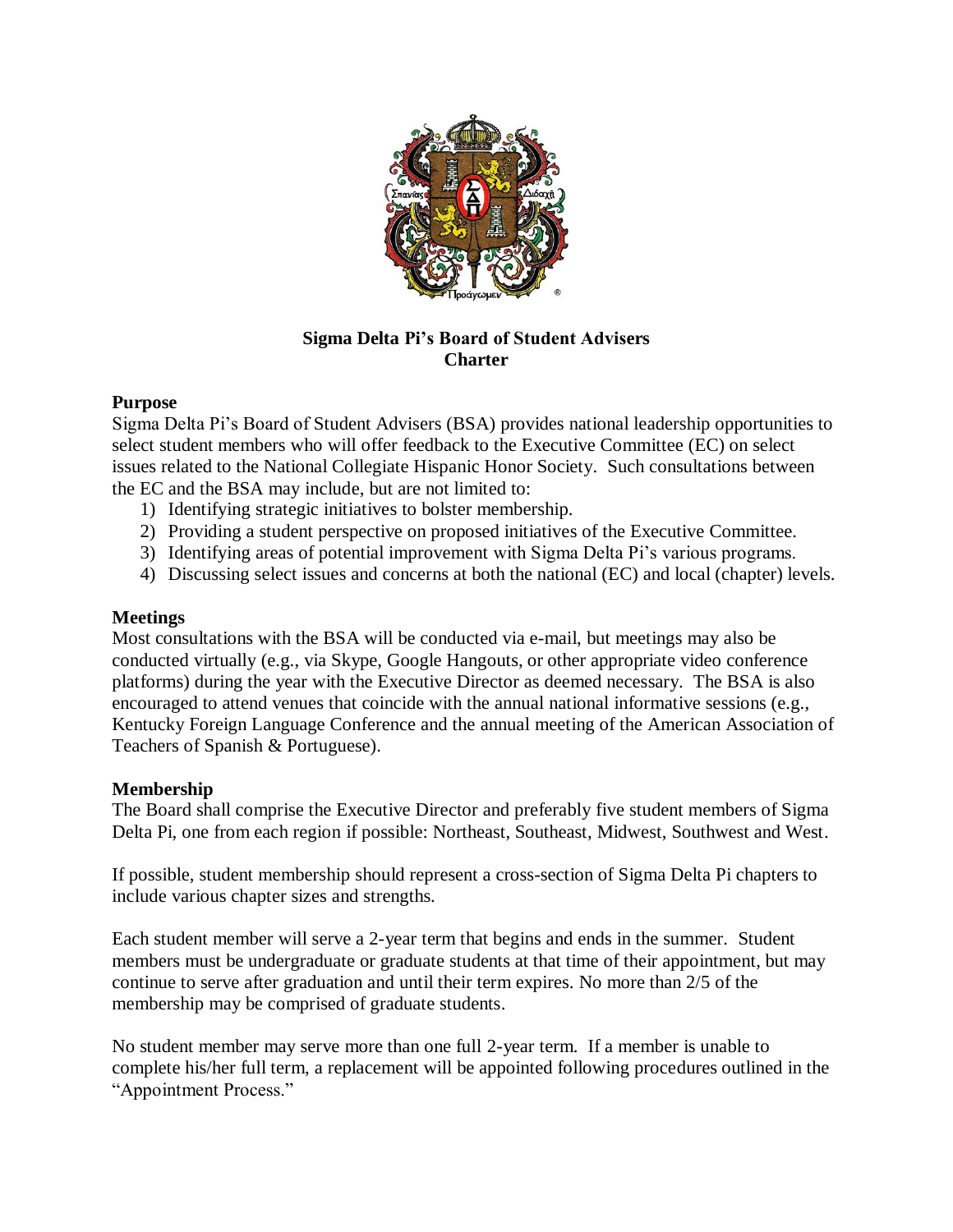**Sigma Delta Pi's Board of Student Advisers Charter**

## Purpose

Sigma Delta Pi's Board of Student Advisers (BSA) provides national leadership opportunities to select student members who will offer feedback to the Executive Committee (EC) on select issues related to the National Collegiate Hispanic Honor Society. Such consultations between the EC and the BSA may include, but are not limited to:

1) Identifying strategic initiatives to bolster membership.
2) Providing a student perspective on proposed initiatives of the Executive Committee.
3) Identifying areas of potential improvement with Sigma Delta Pi's various programs.
4) Discussing select issues and concerns at both the national (EC) and local (chapter) levels.

## Meetings

Most consultations with the BSA will be conducted via e-mail, but meetings may also be conducted virtually (e.g., via Skype, Google Hangouts, or other appropriate video conference platforms) during the year with the Executive Director as deemed necessary. The BSA is also encouraged to attend venues that coincide with the annual national informative sessions (e.g., Kentucky Foreign Language Conference and the annual meeting of the American Association of Teachers of Spanish & Portuguese).

## Membership

The Board shall comprise the Executive Director and preferably five student members of Sigma Delta Pi, one from each region if possible: Northeast, Southeast, Midwest, Southwest and West.

If possible, student membership should represent a cross-section of Sigma Delta Pi chapters to include various chapter sizes and strengths.

Each student member will serve a 2-year term that begins and ends in the summer. Student members must be undergraduate or graduate students at that time of their appointment, but may continue to serve after graduation and until their term expires. No more than 2/5 of the membership may be comprised of graduate students.

No student member may serve more than one full 2-year term. If a member is unable to complete his/her full term, a replacement will be appointed following procedures outlined in the "Appointment Process."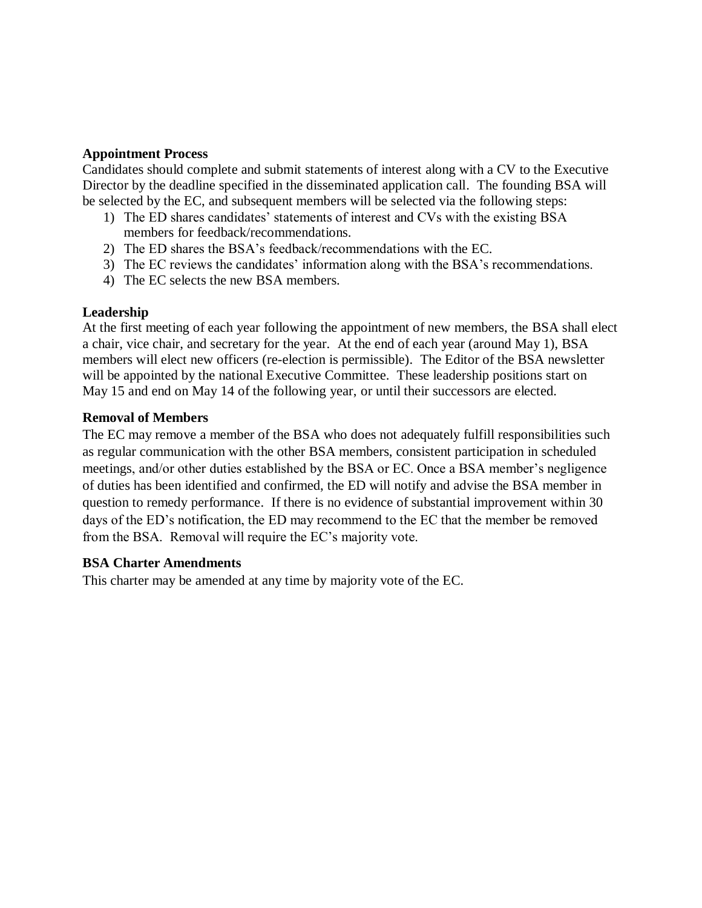**Appointment Process**

Candidates should complete and submit statements of interest along with a CV to the Executive Director by the deadline specified in the disseminated application call. The founding BSA will be selected by the EC, and subsequent members will be selected via the following steps:

1) The ED shares candidates' statements of interest and CVs with the existing BSA members for feedback/recommendations.
2) The ED shares the BSA's feedback/recommendations with the EC.
3) The EC reviews the candidates' information along with the BSA's recommendations.
4) The EC selects the new BSA members.

**Leadership**

At the first meeting of each year following the appointment of new members, the BSA shall elect a chair, vice chair, and secretary for the year. At the end of each year (around May 1), BSA members will elect new officers (re-election is permissible). The Editor of the BSA newsletter will be appointed by the national Executive Committee. These leadership positions start on May 15 and end on May 14 of the following year, or until their successors are elected.

**Removal of Members**

The EC may remove a member of the BSA who does not adequately fulfill responsibilities such as regular communication with the other BSA members, consistent participation in scheduled meetings, and/or other duties established by the BSA or EC. Once a BSA member's negligence of duties has been identified and confirmed, the ED will notify and advise the BSA member in question to remedy performance. If there is no evidence of substantial improvement within 30 days of the ED's notification, the ED may recommend to the EC that the member be removed from the BSA. Removal will require the EC's majority vote.

**BSA Charter Amendments**

This charter may be amended at any time by majority vote of the EC.